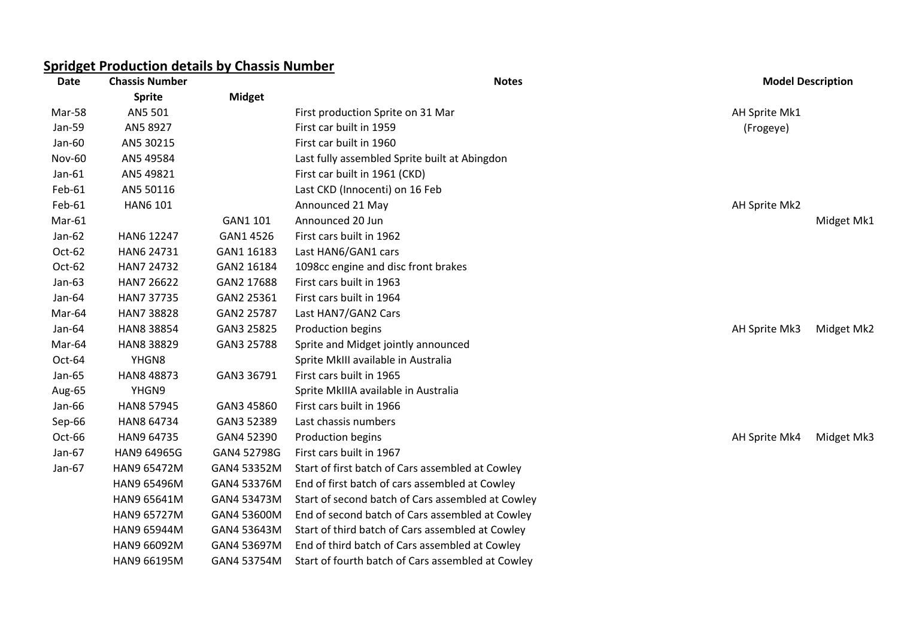## Spridget Production details by Chassis Number

| Date | Chassis Number | | Notes | Model Description | |
|---|---|---|---|---|---|
| | Sprite | Midget | | | |
| Mar-58 | AN5 501 | | First production Sprite on 31 Mar | AH Sprite Mk1 | |
| Jan-59 | AN5 8927 | | First car built in 1959 | (Frogeye) | |
| Jan-60 | AN5 30215 | | First car built in 1960 | | |
| Nov-60 | AN5 49584 | | Last fully assembled Sprite built at Abingdon | | |
| Jan-61 | AN5 49821 | | First car built in 1961 (CKD) | | |
| Feb-61 | AN5 50116 | | Last CKD (Innocenti) on 16 Feb | | |
| Feb-61 | HAN6 101 | | Announced 21 May | AH Sprite Mk2 | |
| Mar-61 | | GAN1 101 | Announced 20 Jun | | Midget Mk1 |
| Jan-62 | HAN6 12247 | GAN1 4526 | First cars built in 1962 | | |
| Oct-62 | HAN6 24731 | GAN1 16183 | Last HAN6/GAN1 cars | | |
| Oct-62 | HAN7 24732 | GAN2 16184 | 1098cc engine and disc front brakes | | |
| Jan-63 | HAN7 26622 | GAN2 17688 | First cars built in 1963 | | |
| Jan-64 | HAN7 37735 | GAN2 25361 | First cars built in 1964 | | |
| Mar-64 | HAN7 38828 | GAN2 25787 | Last HAN7/GAN2 Cars | | |
| Jan-64 | HAN8 38854 | GAN3 25825 | Production begins | AH Sprite Mk3 | Midget Mk2 |
| Mar-64 | HAN8 38829 | GAN3 25788 | Sprite and Midget jointly announced | | |
| Oct-64 | YHGN8 | | Sprite MkIII available in Australia | | |
| Jan-65 | HAN8 48873 | GAN3 36791 | First cars built in 1965 | | |
| Aug-65 | YHGN9 | | Sprite MkIIIA available in Australia | | |
| Jan-66 | HAN8 57945 | GAN3 45860 | First cars built in 1966 | | |
| Sep-66 | HAN8 64734 | GAN3 52389 | Last chassis numbers | | |
| Oct-66 | HAN9 64735 | GAN4 52390 | Production begins | AH Sprite Mk4 | Midget Mk3 |
| Jan-67 | HAN9 64965G | GAN4 52798G | First cars built in 1967 | | |
| Jan-67 | HAN9 65472M | GAN4 53352M | Start of first batch of Cars assembled at Cowley | | |
| | HAN9 65496M | GAN4 53376M | End of first batch of cars assembled at Cowley | | |
| | HAN9 65641M | GAN4 53473M | Start of second batch of Cars assembled at Cowley | | |
| | HAN9 65727M | GAN4 53600M | End of second batch of Cars assembled at Cowley | | |
| | HAN9 65944M | GAN4 53643M | Start of third batch of Cars assembled at Cowley | | |
| | HAN9 66092M | GAN4 53697M | End of third batch of Cars assembled at Cowley | | |
| | HAN9 66195M | GAN4 53754M | Start of fourth batch of Cars assembled at Cowley | | |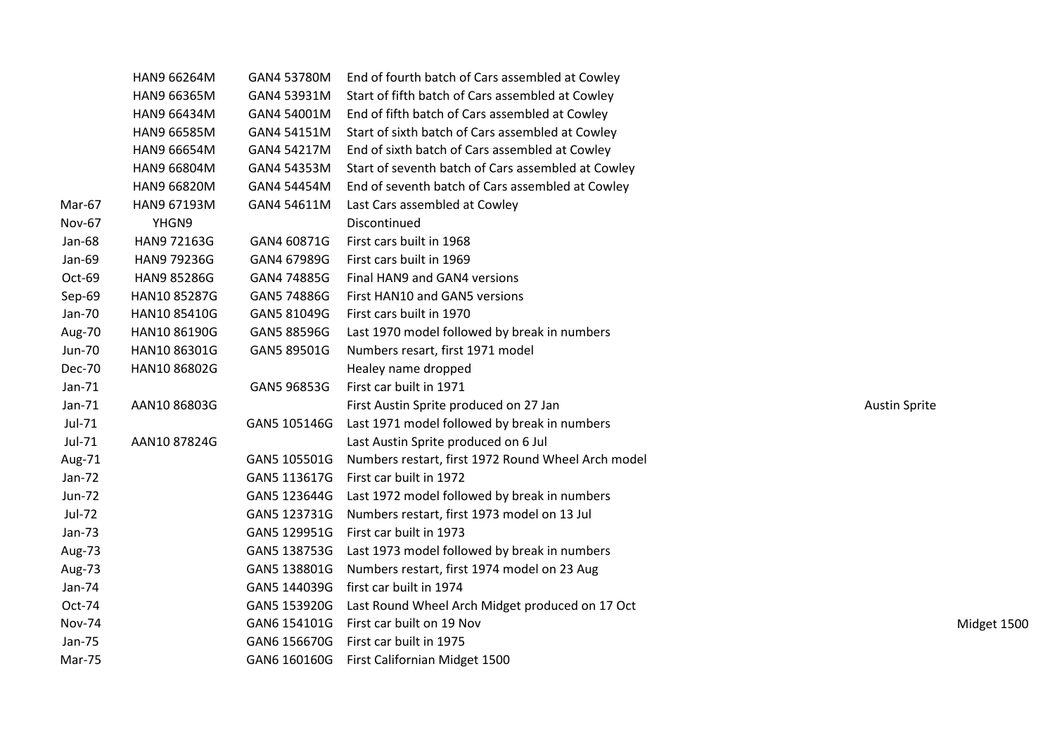| | | | | | |
|---|---|---|---|---|---|
| | HAN9 66264M | GAN4 53780M | End of fourth batch of Cars assembled at Cowley | | |
| | HAN9 66365M | GAN4 53931M | Start of fifth batch of Cars assembled at Cowley | | |
| | HAN9 66434M | GAN4 54001M | End of fifth batch of Cars assembled at Cowley | | |
| | HAN9 66585M | GAN4 54151M | Start of sixth batch of Cars assembled at Cowley | | |
| | HAN9 66654M | GAN4 54217M | End of sixth batch of Cars assembled at Cowley | | |
| | HAN9 66804M | GAN4 54353M | Start of seventh batch of Cars assembled at Cowley | | |
| | HAN9 66820M | GAN4 54454M | End of seventh batch of Cars assembled at Cowley | | |
| Mar-67 | HAN9 67193M | GAN4 54611M | Last Cars assembled at Cowley | | |
| Nov-67 | YHGN9 | | Discontinued | | |
| Jan-68 | HAN9 72163G | GAN4 60871G | First cars built in 1968 | | |
| Jan-69 | HAN9 79236G | GAN4 67989G | First cars built in 1969 | | |
| Oct-69 | HAN9 85286G | GAN4 74885G | Final HAN9 and GAN4 versions | | |
| Sep-69 | HAN10 85287G | GAN5 74886G | First HAN10 and GAN5 versions | | |
| Jan-70 | HAN10 85410G | GAN5 81049G | First cars built in 1970 | | |
| Aug-70 | HAN10 86190G | GAN5 88596G | Last 1970 model followed by break in numbers | | |
| Jun-70 | HAN10 86301G | GAN5 89501G | Numbers resart, first 1971 model | | |
| Dec-70 | HAN10 86802G | | Healey name dropped | | |
| Jan-71 | | GAN5 96853G | First car built in 1971 | | |
| Jan-71 | AAN10 86803G | | First Austin Sprite produced on 27 Jan | Austin Sprite | |
| Jul-71 | | GAN5 105146G | Last 1971 model followed by break in numbers | | |
| Jul-71 | AAN10 87824G | | Last Austin Sprite produced on 6 Jul | | |
| Aug-71 | | GAN5 105501G | Numbers restart, first 1972 Round Wheel Arch model | | |
| Jan-72 | | GAN5 113617G | First car built in 1972 | | |
| Jun-72 | | GAN5 123644G | Last 1972 model followed by break in numbers | | |
| Jul-72 | | GAN5 123731G | Numbers restart, first 1973 model on 13 Jul | | |
| Jan-73 | | GAN5 129951G | First car built in 1973 | | |
| Aug-73 | | GAN5 138753G | Last 1973 model followed by break in numbers | | |
| Aug-73 | | GAN5 138801G | Numbers restart, first 1974 model on 23 Aug | | |
| Jan-74 | | GAN5 144039G | first car built in 1974 | | |
| Oct-74 | | GAN5 153920G | Last Round Wheel Arch Midget produced on 17 Oct | | |
| Nov-74 | | GAN6 154101G | First car built on 19 Nov | | Midget 1500 |
| Jan-75 | | GAN6 156670G | First car built in 1975 | | |
| Mar-75 | | GAN6 160160G | First Californian Midget 1500 | | |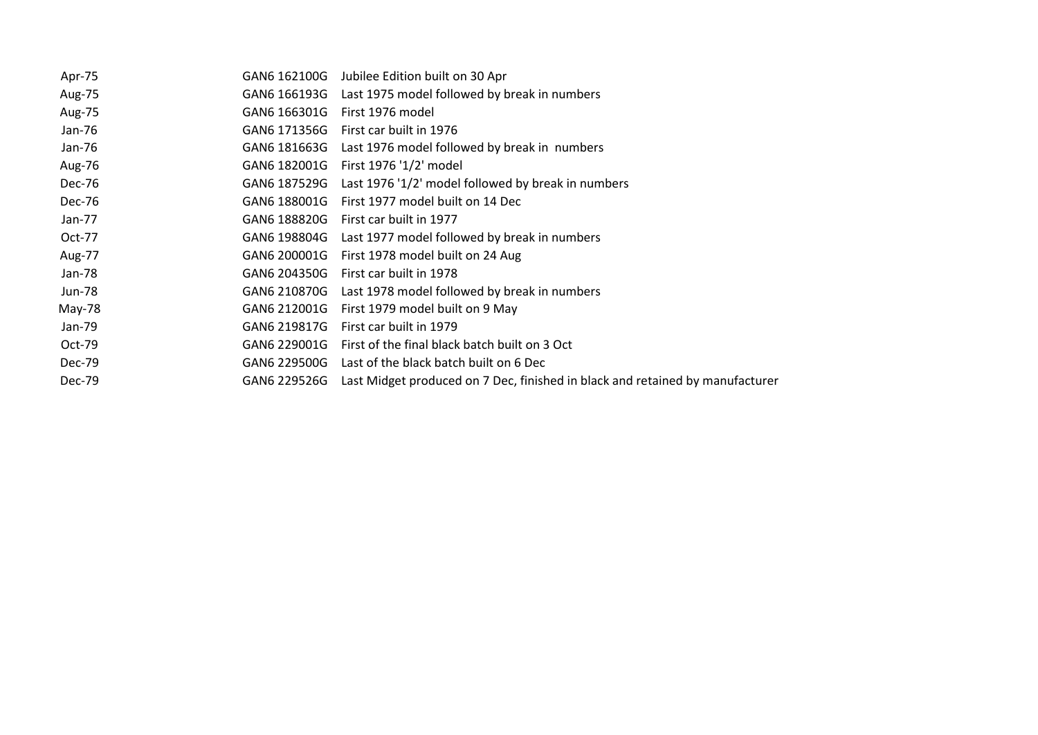| | | |
|---|---|---|
| Apr-75 | GAN6 162100G | Jubilee Edition built on 30 Apr |
| Aug-75 | GAN6 166193G | Last 1975 model followed by break in numbers |
| Aug-75 | GAN6 166301G | First 1976 model |
| Jan-76 | GAN6 171356G | First car built in 1976 |
| Jan-76 | GAN6 181663G | Last 1976 model followed by break in  numbers |
| Aug-76 | GAN6 182001G | First 1976 '1/2' model |
| Dec-76 | GAN6 187529G | Last 1976 '1/2' model followed by break in numbers |
| Dec-76 | GAN6 188001G | First 1977 model built on 14 Dec |
| Jan-77 | GAN6 188820G | First car built in 1977 |
| Oct-77 | GAN6 198804G | Last 1977 model followed by break in numbers |
| Aug-77 | GAN6 200001G | First 1978 model built on 24 Aug |
| Jan-78 | GAN6 204350G | First car built in 1978 |
| Jun-78 | GAN6 210870G | Last 1978 model followed by break in numbers |
| May-78 | GAN6 212001G | First 1979 model built on 9 May |
| Jan-79 | GAN6 219817G | First car built in 1979 |
| Oct-79 | GAN6 229001G | First of the final black batch built on 3 Oct |
| Dec-79 | GAN6 229500G | Last of the black batch built on 6 Dec |
| Dec-79 | GAN6 229526G | Last Midget produced on 7 Dec, finished in black and retained by manufacturer |